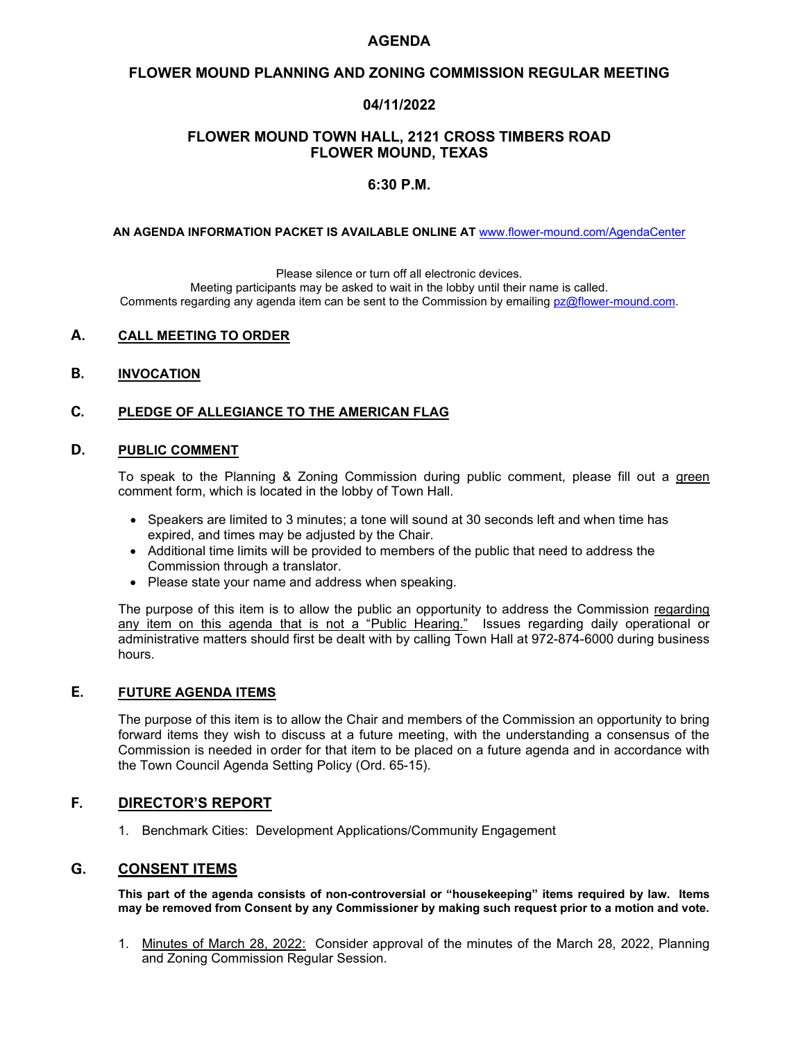# AGENDA

## FLOWER MOUND PLANNING AND ZONING COMMISSION REGULAR MEETING

## 04/11/2022

## FLOWER MOUND TOWN HALL, 2121 CROSS TIMBERS ROAD FLOWER MOUND, TEXAS

## 6:30 P.M.

**AN AGENDA INFORMATION PACKET IS AVAILABLE ONLINE AT** www.flower-mound.com/AgendaCenter

Please silence or turn off all electronic devices.
Meeting participants may be asked to wait in the lobby until their name is called.
Comments regarding any agenda item can be sent to the Commission by emailing pz@flower-mound.com.

### A. CALL MEETING TO ORDER

### B. INVOCATION

### C. PLEDGE OF ALLEGIANCE TO THE AMERICAN FLAG

### D. PUBLIC COMMENT

To speak to the Planning & Zoning Commission during public comment, please fill out a green comment form, which is located in the lobby of Town Hall.

- Speakers are limited to 3 minutes; a tone will sound at 30 seconds left and when time has expired, and times may be adjusted by the Chair.
- Additional time limits will be provided to members of the public that need to address the Commission through a translator.
- Please state your name and address when speaking.

The purpose of this item is to allow the public an opportunity to address the Commission regarding any item on this agenda that is not a "Public Hearing." Issues regarding daily operational or administrative matters should first be dealt with by calling Town Hall at 972-874-6000 during business hours.

### E. FUTURE AGENDA ITEMS

The purpose of this item is to allow the Chair and members of the Commission an opportunity to bring forward items they wish to discuss at a future meeting, with the understanding a consensus of the Commission is needed in order for that item to be placed on a future agenda and in accordance with the Town Council Agenda Setting Policy (Ord. 65-15).

### F. DIRECTOR'S REPORT

1. Benchmark Cities: Development Applications/Community Engagement

### G. CONSENT ITEMS

**This part of the agenda consists of non-controversial or "housekeeping" items required by law. Items may be removed from Consent by any Commissioner by making such request prior to a motion and vote.**

1. Minutes of March 28, 2022: Consider approval of the minutes of the March 28, 2022, Planning and Zoning Commission Regular Session.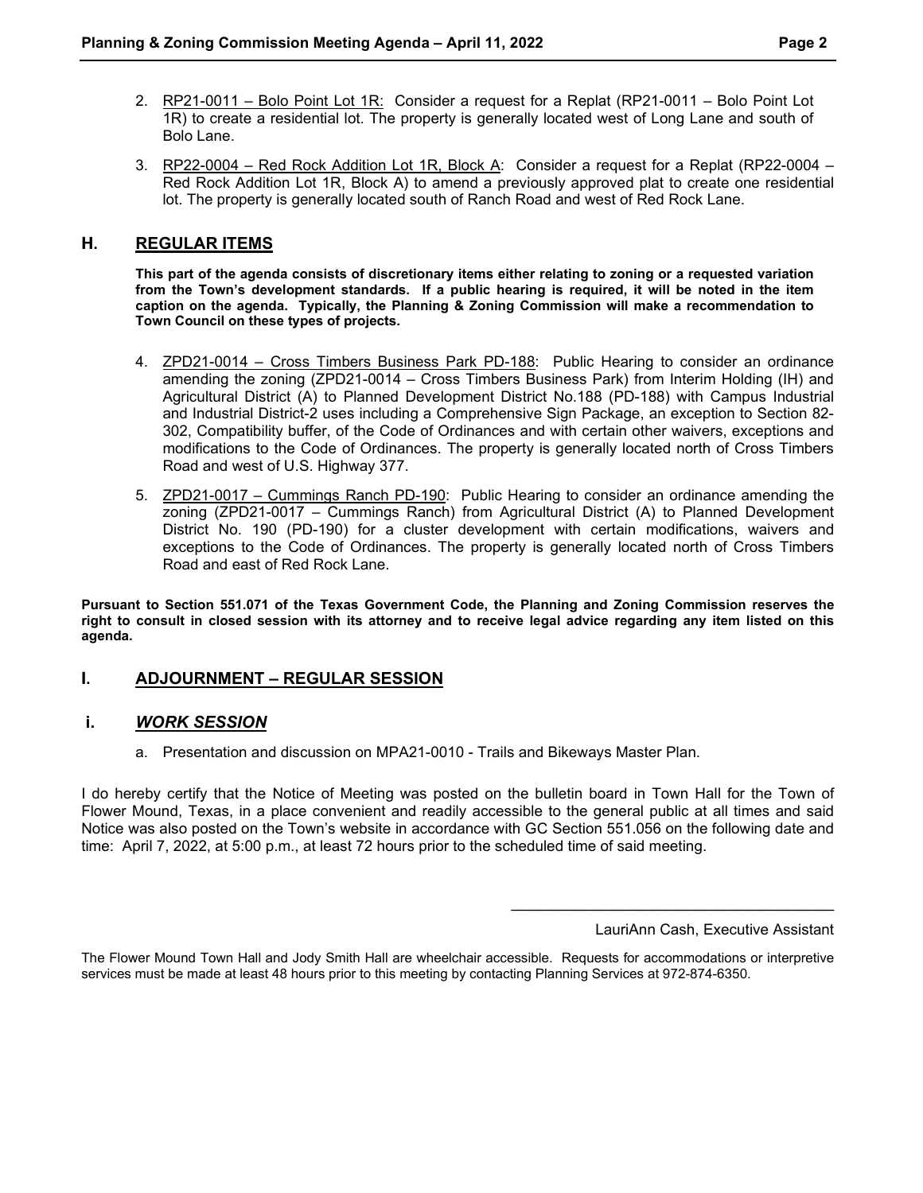2. RP21-0011 – Bolo Point Lot 1R: Consider a request for a Replat (RP21-0011 – Bolo Point Lot 1R) to create a residential lot. The property is generally located west of Long Lane and south of Bolo Lane.

3. RP22-0004 – Red Rock Addition Lot 1R, Block A: Consider a request for a Replat (RP22-0004 – Red Rock Addition Lot 1R, Block A) to amend a previously approved plat to create one residential lot. The property is generally located south of Ranch Road and west of Red Rock Lane.

## H. REGULAR ITEMS

**This part of the agenda consists of discretionary items either relating to zoning or a requested variation from the Town's development standards. If a public hearing is required, it will be noted in the item caption on the agenda. Typically, the Planning & Zoning Commission will make a recommendation to Town Council on these types of projects.**

4. ZPD21-0014 – Cross Timbers Business Park PD-188: Public Hearing to consider an ordinance amending the zoning (ZPD21-0014 – Cross Timbers Business Park) from Interim Holding (IH) and Agricultural District (A) to Planned Development District No.188 (PD-188) with Campus Industrial and Industrial District-2 uses including a Comprehensive Sign Package, an exception to Section 82-302, Compatibility buffer, of the Code of Ordinances and with certain other waivers, exceptions and modifications to the Code of Ordinances. The property is generally located north of Cross Timbers Road and west of U.S. Highway 377.

5. ZPD21-0017 – Cummings Ranch PD-190: Public Hearing to consider an ordinance amending the zoning (ZPD21-0017 – Cummings Ranch) from Agricultural District (A) to Planned Development District No. 190 (PD-190) for a cluster development with certain modifications, waivers and exceptions to the Code of Ordinances. The property is generally located north of Cross Timbers Road and east of Red Rock Lane.

**Pursuant to Section 551.071 of the Texas Government Code, the Planning and Zoning Commission reserves the right to consult in closed session with its attorney and to receive legal advice regarding any item listed on this agenda.**

## I. ADJOURNMENT – REGULAR SESSION

## i. *WORK SESSION*

a. Presentation and discussion on MPA21-0010 - Trails and Bikeways Master Plan.

I do hereby certify that the Notice of Meeting was posted on the bulletin board in Town Hall for the Town of Flower Mound, Texas, in a place convenient and readily accessible to the general public at all times and said Notice was also posted on the Town's website in accordance with GC Section 551.056 on the following date and time: April 7, 2022, at 5:00 p.m., at least 72 hours prior to the scheduled time of said meeting.

______________________________________

LauriAnn Cash, Executive Assistant

The Flower Mound Town Hall and Jody Smith Hall are wheelchair accessible. Requests for accommodations or interpretive services must be made at least 48 hours prior to this meeting by contacting Planning Services at 972-874-6350.